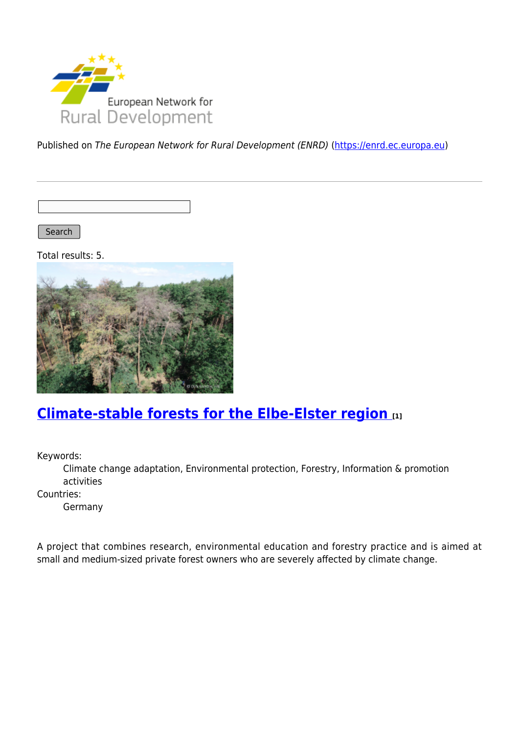European Network for Rural Development

Published on *The European Network for Rural Development (ENRD)* (https://enrd.ec.europa.eu)

Search

Total results: 5.

## Climate-stable forests for the Elbe-Elster region [1]

Keywords:
: Climate change adaptation, Environmental protection, Forestry, Information & promotion activities

Countries:
: Germany

A project that combines research, environmental education and forestry practice and is aimed at small and medium-sized private forest owners who are severely affected by climate change.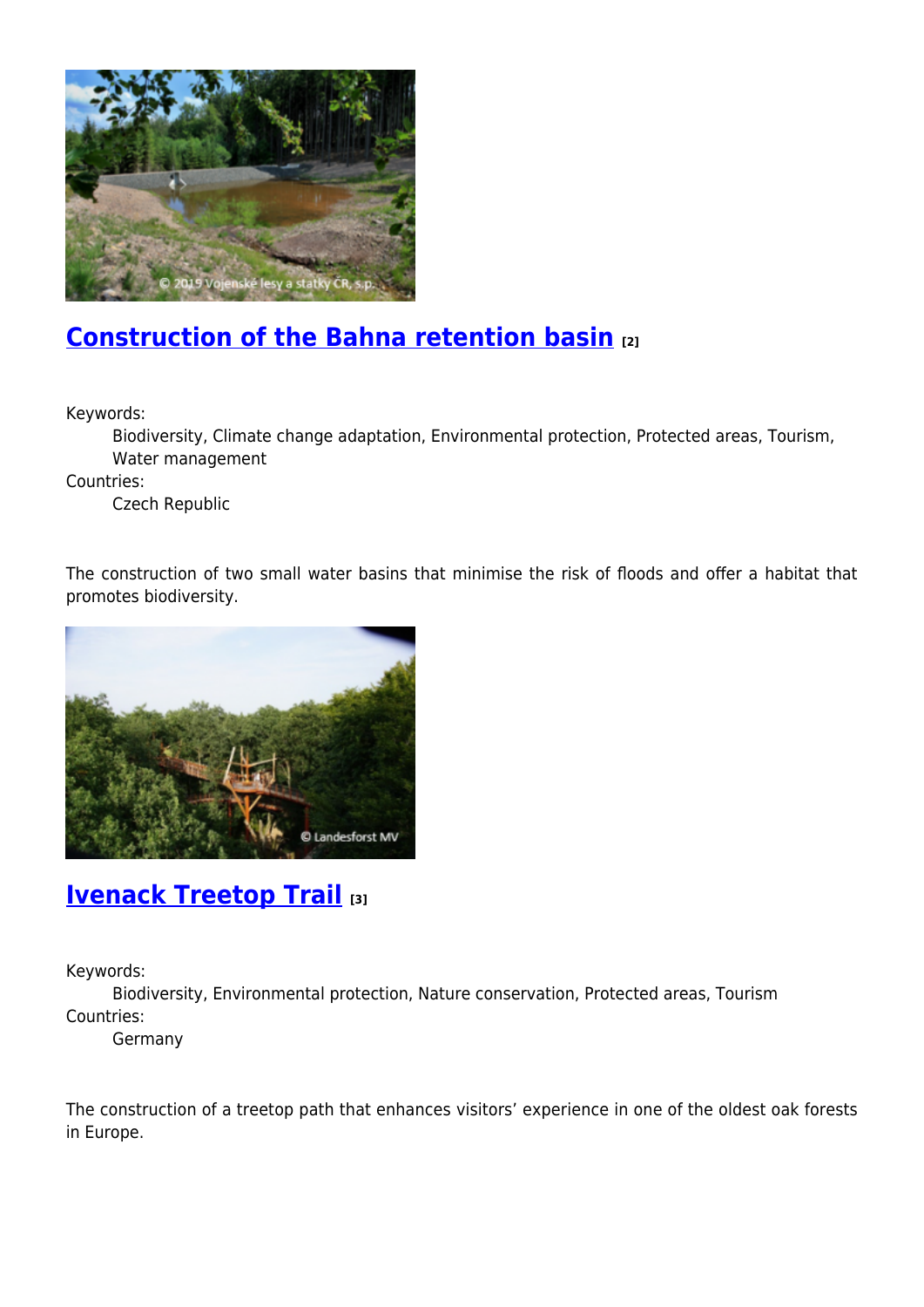## Construction of the Bahna retention basin [2]

Keywords:
: Biodiversity, Climate change adaptation, Environmental protection, Protected areas, Tourism, Water management

Countries:
: Czech Republic

The construction of two small water basins that minimise the risk of floods and offer a habitat that promotes biodiversity.

## Ivenack Treetop Trail [3]

Keywords:
: Biodiversity, Environmental protection, Nature conservation, Protected areas, Tourism

Countries:
: Germany

The construction of a treetop path that enhances visitors' experience in one of the oldest oak forests in Europe.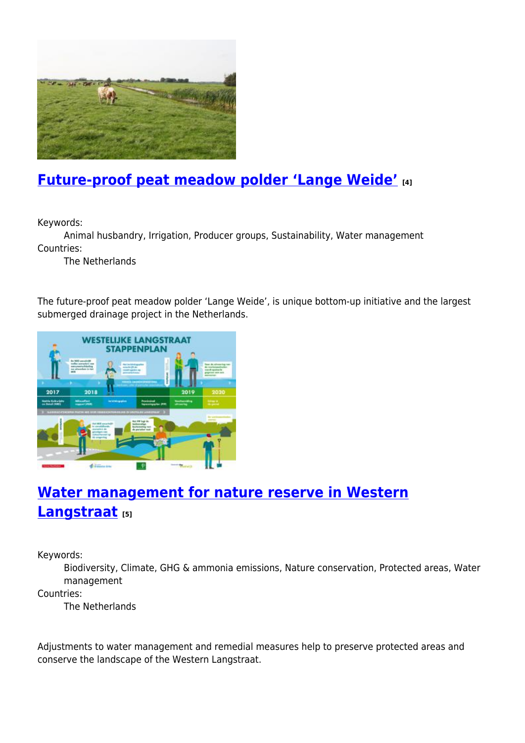## Future-proof peat meadow polder 'Lange Weide' [4]

Keywords:
Animal husbandry, Irrigation, Producer groups, Sustainability, Water management

Countries:
The Netherlands

The future-proof peat meadow polder 'Lange Weide', is unique bottom-up initiative and the largest submerged drainage project in the Netherlands.

## Water management for nature reserve in Western Langstraat [5]

Keywords:
Biodiversity, Climate, GHG & ammonia emissions, Nature conservation, Protected areas, Water management

Countries:
The Netherlands

Adjustments to water management and remedial measures help to preserve protected areas and conserve the landscape of the Western Langstraat.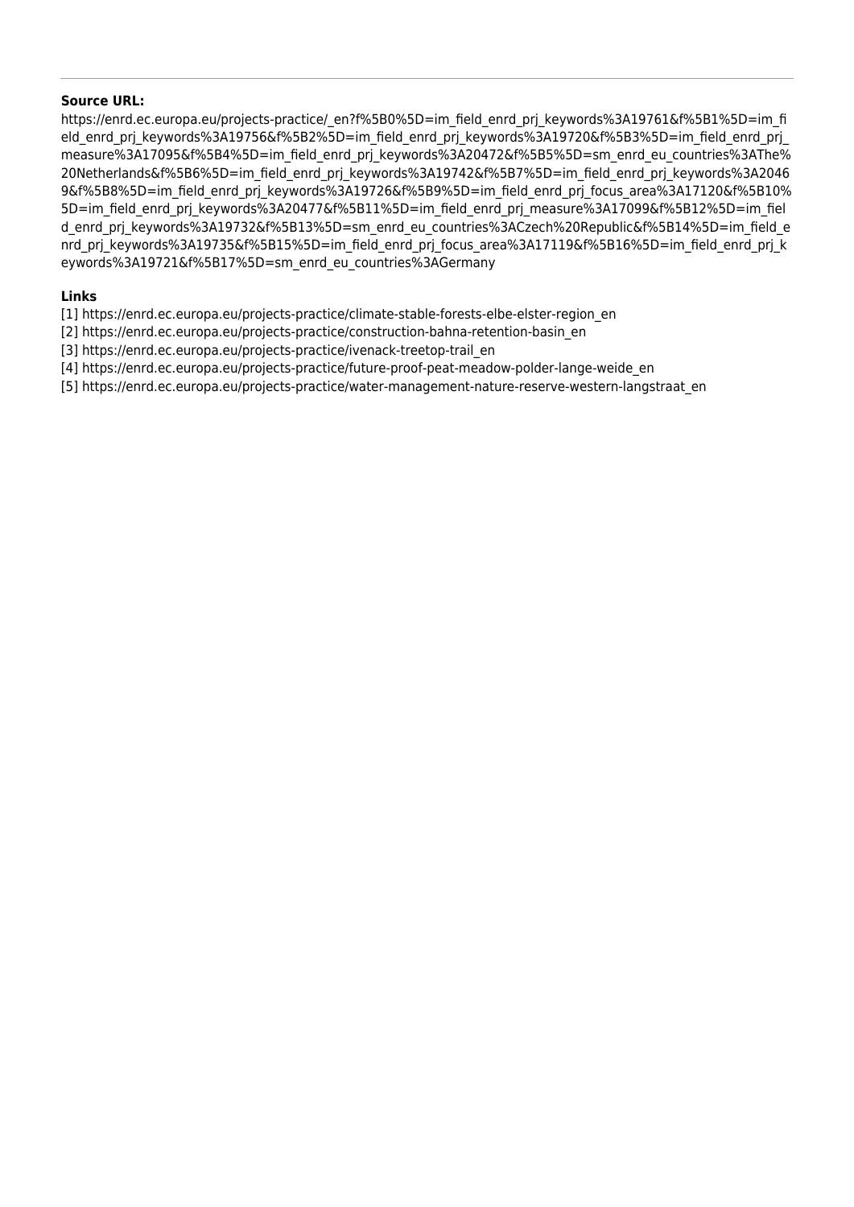**Source URL:**
https://enrd.ec.europa.eu/projects-practice/_en?f%5B0%5D=im_field_enrd_prj_keywords%3A19761&f%5B1%5D=im_field_enrd_prj_keywords%3A19756&f%5B2%5D=im_field_enrd_prj_keywords%3A19720&f%5B3%5D=im_field_enrd_prj_measure%3A17095&f%5B4%5D=im_field_enrd_prj_keywords%3A20472&f%5B5%5D=sm_enrd_eu_countries%3AThe%20Netherlands&f%5B6%5D=im_field_enrd_prj_keywords%3A19742&f%5B7%5D=im_field_enrd_prj_keywords%3A20469&f%5B8%5D=im_field_enrd_prj_keywords%3A19726&f%5B9%5D=im_field_enrd_prj_focus_area%3A17120&f%5B10%5D=im_field_enrd_prj_keywords%3A20477&f%5B11%5D=im_field_enrd_prj_measure%3A17099&f%5B12%5D=im_field_enrd_prj_keywords%3A19732&f%5B13%5D=sm_enrd_eu_countries%3ACzech%20Republic&f%5B14%5D=im_field_enrd_prj_keywords%3A19735&f%5B15%5D=im_field_enrd_prj_focus_area%3A17119&f%5B16%5D=im_field_enrd_prj_keywords%3A19721&f%5B17%5D=sm_enrd_eu_countries%3AGermany

**Links**

[1] https://enrd.ec.europa.eu/projects-practice/climate-stable-forests-elbe-elster-region_en
[2] https://enrd.ec.europa.eu/projects-practice/construction-bahna-retention-basin_en
[3] https://enrd.ec.europa.eu/projects-practice/ivenack-treetop-trail_en
[4] https://enrd.ec.europa.eu/projects-practice/future-proof-peat-meadow-polder-lange-weide_en
[5] https://enrd.ec.europa.eu/projects-practice/water-management-nature-reserve-western-langstraat_en